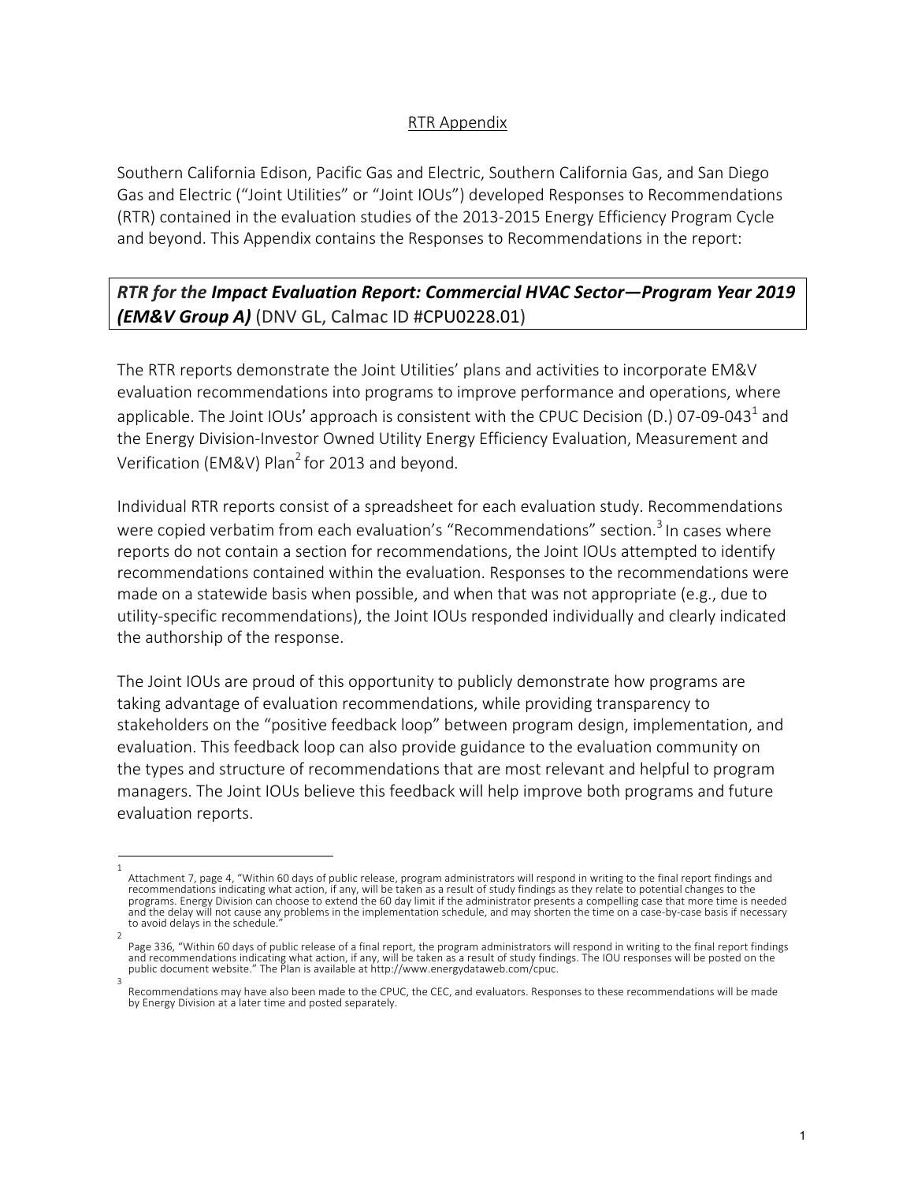# RTR Appendix

Southern California Edison, Pacific Gas and Electric, Southern California Gas, and San Diego Gas and Electric ("Joint Utilities" or "Joint IOUs") developed Responses to Recommendations (RTR) contained in the evaluation studies of the 2013-2015 Energy Efficiency Program Cycle and beyond. This Appendix contains the Responses to Recommendations in the report:

## *RTR for the* ***Impact Evaluation Report: Commercial HVAC Sector—Program Year 2019 (EM&V Group A)*** (DNV GL, Calmac ID #CPU0228.01)

The RTR reports demonstrate the Joint Utilities' plans and activities to incorporate EM&V evaluation recommendations into programs to improve performance and operations, where applicable. The Joint IOUs' approach is consistent with the CPUC Decision (D.) 07-09-043[1] and the Energy Division-Investor Owned Utility Energy Efficiency Evaluation, Measurement and Verification (EM&V) Plan[2] for 2013 and beyond.

Individual RTR reports consist of a spreadsheet for each evaluation study. Recommendations were copied verbatim from each evaluation's "Recommendations" section.[3] In cases where reports do not contain a section for recommendations, the Joint IOUs attempted to identify recommendations contained within the evaluation. Responses to the recommendations were made on a statewide basis when possible, and when that was not appropriate (e.g., due to utility-specific recommendations), the Joint IOUs responded individually and clearly indicated the authorship of the response.

The Joint IOUs are proud of this opportunity to publicly demonstrate how programs are taking advantage of evaluation recommendations, while providing transparency to stakeholders on the "positive feedback loop" between program design, implementation, and evaluation. This feedback loop can also provide guidance to the evaluation community on the types and structure of recommendations that are most relevant and helpful to program managers. The Joint IOUs believe this feedback will help improve both programs and future evaluation reports.

---

[1] Attachment 7, page 4, "Within 60 days of public release, program administrators will respond in writing to the final report findings and recommendations indicating what action, if any, will be taken as a result of study findings as they relate to potential changes to the programs. Energy Division can choose to extend the 60 day limit if the administrator presents a compelling case that more time is needed and the delay will not cause any problems in the implementation schedule, and may shorten the time on a case-by-case basis if necessary to avoid delays in the schedule."

[2] Page 336, "Within 60 days of public release of a final report, the program administrators will respond in writing to the final report findings and recommendations indicating what action, if any, will be taken as a result of study findings. The IOU responses will be posted on the public document website." The Plan is available at http://www.energydataweb.com/cpuc.

[3] Recommendations may have also been made to the CPUC, the CEC, and evaluators. Responses to these recommendations will be made by Energy Division at a later time and posted separately.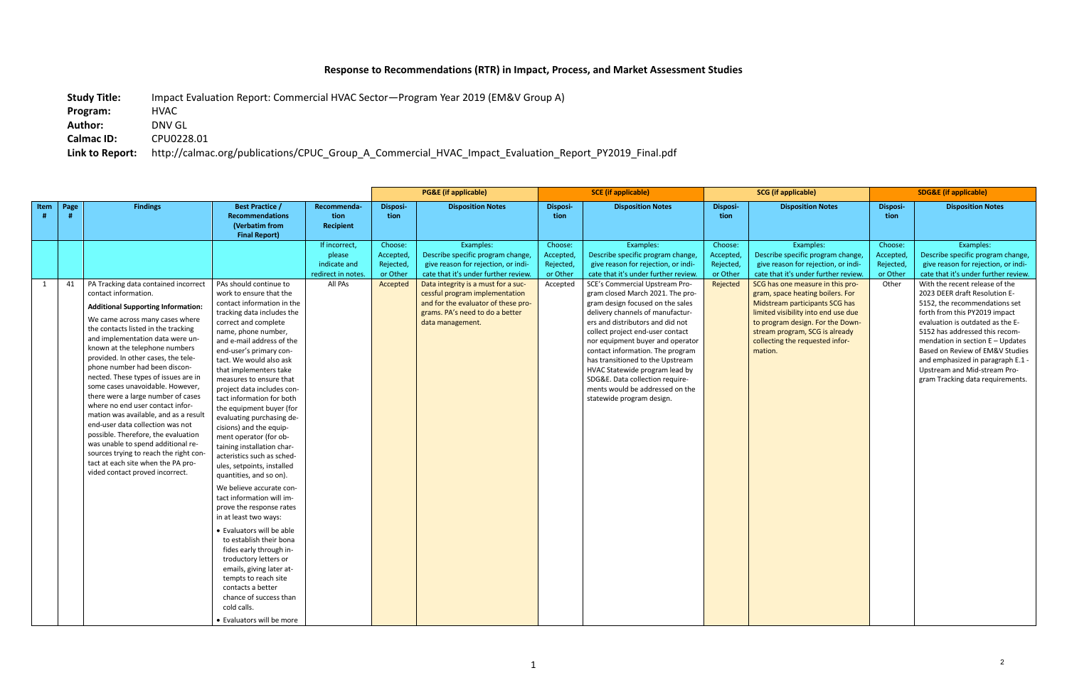# Response to Recommendations (RTR) in Impact, Process, and Market Assessment Studies

**Study Title:** Impact Evaluation Report: Commercial HVAC Sector—Program Year 2019 (EM&V Group A)
**Program:** HVAC
**Author:** DNV GL
**Calmac ID:** CPU0228.01
**Link to Report:** http://calmac.org/publications/CPUC_Group_A_Commercial_HVAC_Impact_Evaluation_Report_PY2019_Final.pdf

| | | | | | PG&E (if applicable) | | SCE (if applicable) | | SCG (if applicable) | | SDG&E (if applicable) | |
|---|---|---|---|---|---|---|---|---|---|---|---|---|
| **Item #** | **Page #** | **Findings** | **Best Practice / Recommendations (Verbatim from Final Report)** | **Recommendation Recipient** | **Disposition** | **Disposition Notes** | **Disposition** | **Disposition Notes** | **Disposition** | **Disposition Notes** | **Disposition** | **Disposition Notes** |
| | | | | If incorrect, please indicate and redirect in notes. | Choose: Accepted, Rejected, or Other | Examples: Describe specific program change, give reason for rejection, or indicate that it's under further review. | Choose: Accepted, Rejected, or Other | Examples: Describe specific program change, give reason for rejection, or indicate that it's under further review. | Choose: Accepted, Rejected, or Other | Examples: Describe specific program change, give reason for rejection, or indicate that it's under further review. | Choose: Accepted, Rejected, or Other | Examples: Describe specific program change, give reason for rejection, or indicate that it's under further review. |
| 1 | 41 | PA Tracking data contained incorrect contact information.<br><br>**Additional Supporting Information:**<br><br>We came across many cases where the contacts listed in the tracking and implementation data were unknown at the telephone numbers provided. In other cases, the telephone number had been disconnected. These types of issues are in some cases unavoidable. However, there were a large number of cases where no end user contact information was available, and as a result end-user data collection was not possible. Therefore, the evaluation was unable to spend additional resources trying to reach the right contact at each site when the PA provided contact proved incorrect. | PAs should continue to work to ensure that the contact information in the tracking data includes the correct and complete name, phone number, and e-mail address of the end-user's primary contact. We would also ask that implementers take measures to ensure that project data includes contact information for both the equipment buyer (for evaluating purchasing decisions) and the equipment operator (for obtaining installation characteristics such as schedules, setpoints, installed quantities, and so on).<br><br>We believe accurate contact information will improve the response rates in at least two ways:<br><br>• Evaluators will be able to establish their bona fides early through introductory letters or emails, giving later attempts to reach site contacts a better chance of success than cold calls.<br><br>• Evaluators will be more | All PAs | Accepted | Data integrity is a must for a successful program implementation and for the evaluator of these programs. PA's need to do a better data management. | Accepted | SCE's Commercial Upstream Program closed March 2021. The program design focused on the sales delivery channels of manufacturers and distributors and did not collect project end-user contact nor equipment buyer and operator contact information. The program has transitioned to the Upstream HVAC Statewide program lead by SDG&E. Data collection requirements would be addressed on the statewide program design. | Rejected | SCG has one measure in this program, space heating boilers. For Midstream participants SCG has limited visibility into end use due to program design. For the Downstream program, SCG is already collecting the requested information. | Other | With the recent release of the 2023 DEER draft Resolution E-5152, the recommendations set forth from this PY2019 impact evaluation is outdated as the E-5152 has addressed this recommendation in section E – Updates Based on Review of EM&V Studies and emphasized in paragraph E.1 - Upstream and Mid-stream Program Tracking data requirements. |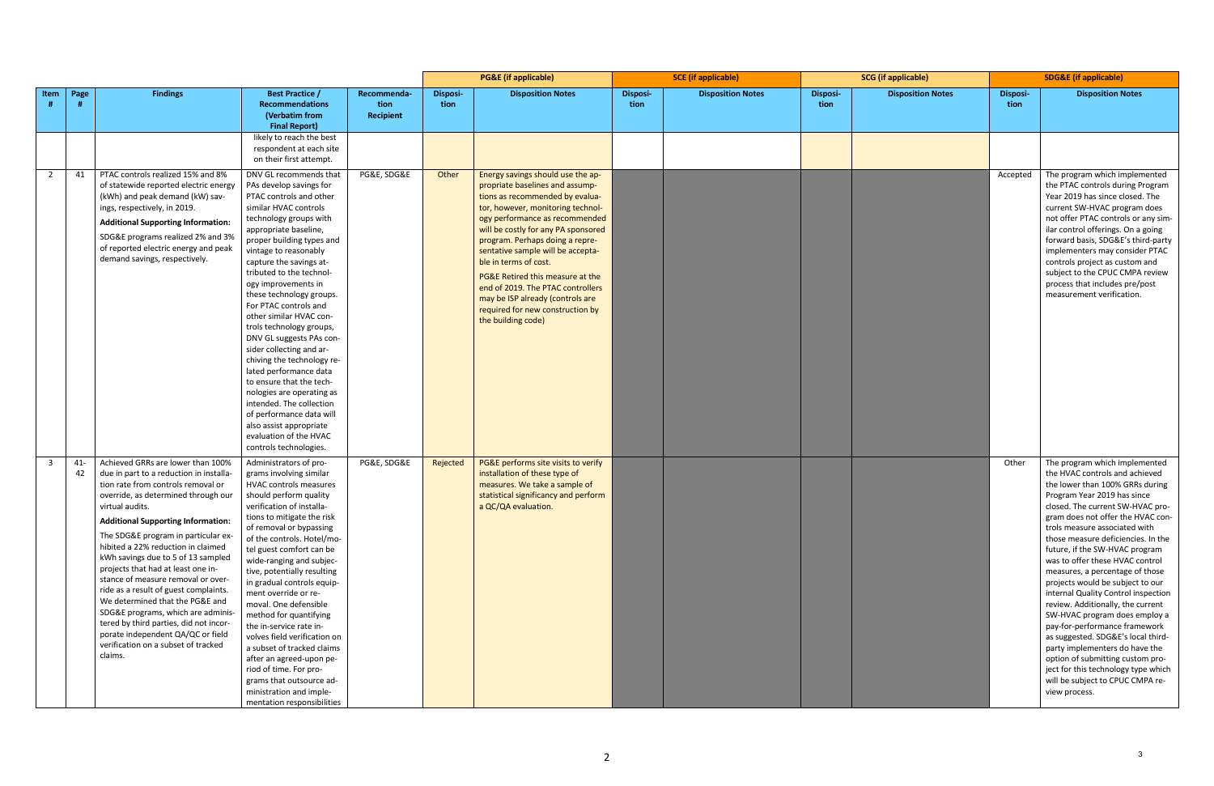| Item # | Page # | Findings | Best Practice / Recommendations (Verbatim from Final Report) | Recommendation Recipient | PG&E (if applicable) | | SCE (if applicable) | | SCG (if applicable) | | SDG&E (if applicable) | |
|---|---|---|---|---|---|---|---|---|---|---|---|---|
| | | | | | Disposition | Disposition Notes | Disposition | Disposition Notes | Disposition | Disposition Notes | Disposition | Disposition Notes |
| | | | likely to reach the best respondent at each site on their first attempt. | | | | | | | | | |
| 2 | 41 | PTAC controls realized 15% and 8% of statewide reported electric energy (kWh) and peak demand (kW) savings, respectively, in 2019. **Additional Supporting Information:** SDG&E programs realized 2% and 3% of reported electric energy and peak demand savings, respectively. | DNV GL recommends that PAs develop savings for PTAC controls and other similar HVAC controls technology groups with appropriate baseline, proper building types and vintage to reasonably capture the savings attributed to the technology improvements in these technology groups. For PTAC controls and other similar HVAC controls technology groups, DNV GL suggests PAs consider collecting and archiving the technology related performance data to ensure that the technologies are operating as intended. The collection of performance data will also assist appropriate evaluation of the HVAC controls technologies. | PG&E, SDG&E | Other | Energy savings should use the appropriate baselines and assumptions as recommended by evaluator, however, monitoring technology performance as recommended will be costly for any PA sponsored program. Perhaps doing a representative sample will be acceptable in terms of cost. PG&E Retired this measure at the end of 2019. The PTAC controllers may be ISP already (controls are required for new construction by the building code) | | | | | Accepted | The program which implemented the PTAC controls during Program Year 2019 has since closed. The current SW-HVAC program does not offer PTAC controls or any similar control offerings. On a going forward basis, SDG&E's third-party implementers may consider PTAC controls project as custom and subject to the CPUC CMPA review process that includes pre/post measurement verification. |
| 3 | 41-42 | Achieved GRRs are lower than 100% due in part to a reduction in installation rate from controls removal or override, as determined through our virtual audits. **Additional Supporting Information:** The SDG&E program in particular exhibited a 22% reduction in claimed kWh savings due to 5 of 13 sampled projects that had at least one instance of measure removal or override as a result of guest complaints. We determined that the PG&E and SDG&E programs, which are administered by third parties, did not incorporate independent QA/QC or field verification on a subset of tracked claims. | Administrators of programs involving similar HVAC controls measures should perform quality verification of installations to mitigate the risk of removal or bypassing of the controls. Hotel/motel guest comfort can be wide-ranging and subjective, potentially resulting in gradual controls equipment override or removal. One defensible method for quantifying the in-service rate involves field verification on a subset of tracked claims after an agreed-upon period of time. For programs that outsource administration and implementation responsibilities | PG&E, SDG&E | Rejected | PG&E performs site visits to verify installation of these type of measures. We take a sample of statistical significancy and perform a QC/QA evaluation. | | | | | Other | The program which implemented the HVAC controls and achieved the lower than 100% GRRs during Program Year 2019 has since closed. The current SW-HVAC program does not offer the HVAC controls measure associated with those measure deficiencies. In the future, if the SW-HVAC program was to offer these HVAC control measures, a percentage of those projects would be subject to our internal Quality Control inspection review. Additionally, the current SW-HVAC program does employ a pay-for-performance framework as suggested. SDG&E's local third-party implementers do have the option of submitting custom project for this technology type which will be subject to CPUC CMPA review process. |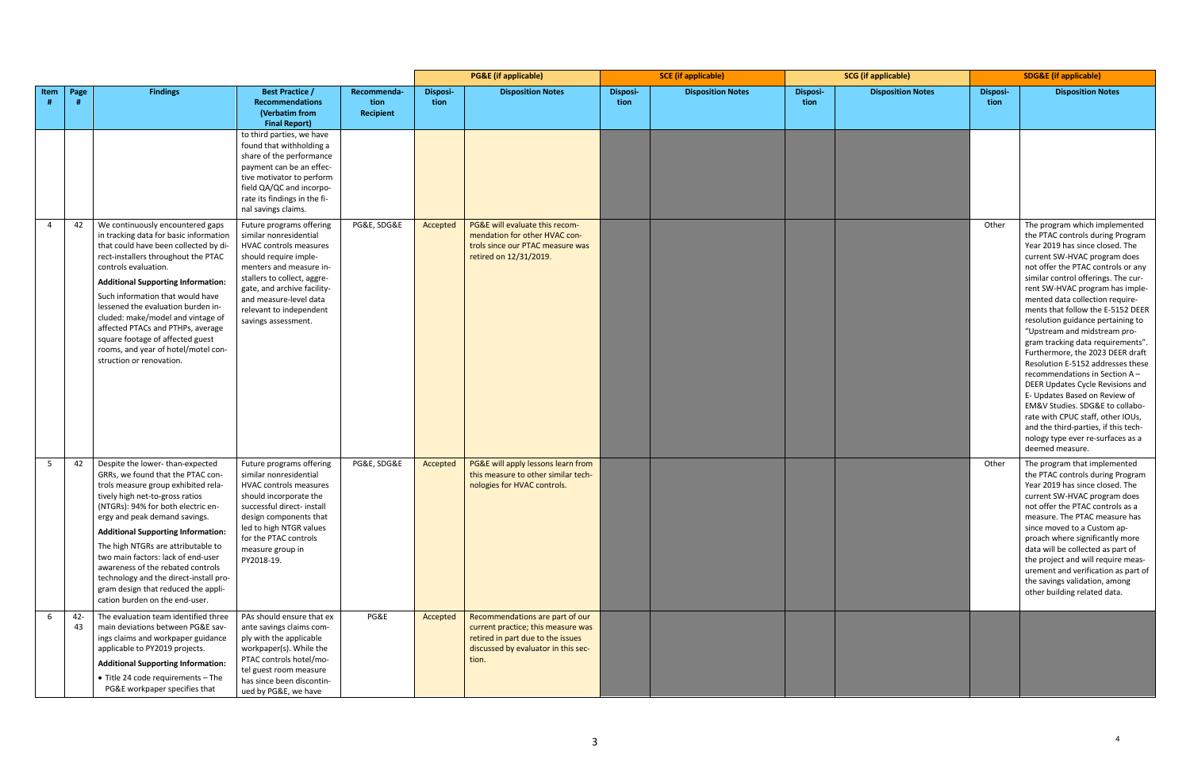| Item # | Page # | Findings | Best Practice / Recommendations (Verbatim from Final Report) | Recommendation Recipient | PG&E (if applicable) | | SCE (if applicable) | | SCG (if applicable) | | SDG&E (if applicable) | |
|---|---|---|---|---|---|---|---|---|---|---|---|---|
| | | | | | Disposition | Disposition Notes | Disposition | Disposition Notes | Disposition | Disposition Notes | Disposition | Disposition Notes |
| | | | to third parties, we have found that withholding a share of the performance payment can be an effective motivator to perform field QA/QC and incorporate its findings in the final savings claims. | | | | | | | | | |
| 4 | 42 | We continuously encountered gaps in tracking data for basic information that could have been collected by direct-installers throughout the PTAC controls evaluation.<br><br>**Additional Supporting Information:**<br>Such information that would have lessened the evaluation burden included: make/model and vintage of affected PTACs and PTHPs, average square footage of affected guest rooms, and year of hotel/motel construction or renovation. | Future programs offering similar nonresidential HVAC controls measures should require implementers and measure installers to collect, aggregate, and archive facility- and measure-level data relevant to independent savings assessment. | PG&E, SDG&E | Accepted | PG&E will evaluate this recommendation for other HVAC controls since our PTAC measure was retired on 12/31/2019. | | | | | Other | The program which implemented the PTAC controls during Program Year 2019 has since closed. The current SW-HVAC program does not offer the PTAC controls or any similar control offerings. The current SW-HVAC program has implemented data collection requirements that follow the E-5152 DEER resolution guidance pertaining to "Upstream and midstream program tracking data requirements". Furthermore, the 2023 DEER draft Resolution E-5152 addresses these recommendations in Section A – DEER Updates Cycle Revisions and E- Updates Based on Review of EM&V Studies. SDG&E to collaborate with CPUC staff, other IOUs, and the third-parties, if this technology type ever re-surfaces as a deemed measure. |
| 5 | 42 | Despite the lower- than-expected GRRs, we found that the PTAC controls measure group exhibited relatively high net-to-gross ratios (NTGRs): 94% for both electric energy and peak demand savings.<br><br>**Additional Supporting Information:**<br>The high NTGRs are attributable to two main factors: lack of end-user awareness of the rebated controls technology and the direct-install program design that reduced the application burden on the end-user. | Future programs offering similar nonresidential HVAC controls measures should incorporate the successful direct- install design components that led to high NTGR values for the PTAC controls measure group in PY2018-19. | PG&E, SDG&E | Accepted | PG&E will apply lessons learn from this measure to other similar technologies for HVAC controls. | | | | | Other | The program that implemented the PTAC controls during Program Year 2019 has since closed. The current SW-HVAC program does not offer the PTAC controls as a measure. The PTAC measure has since moved to a Custom approach where significantly more data will be collected as part of the project and will require measurement and verification as part of the savings validation, among other building related data. |
| 6 | 42-43 | The evaluation team identified three main deviations between PG&E savings claims and workpaper guidance applicable to PY2019 projects.<br><br>**Additional Supporting Information:**<br>• Title 24 code requirements – The PG&E workpaper specifies that | PAs should ensure that ex ante savings claims comply with the applicable workpaper(s). While the PTAC controls hotel/motel guest room measure has since been discontinued by PG&E, we have | PG&E | Accepted | Recommendations are part of our current practice; this measure was retired in part due to the issues discussed by evaluator in this section. | | | | | | |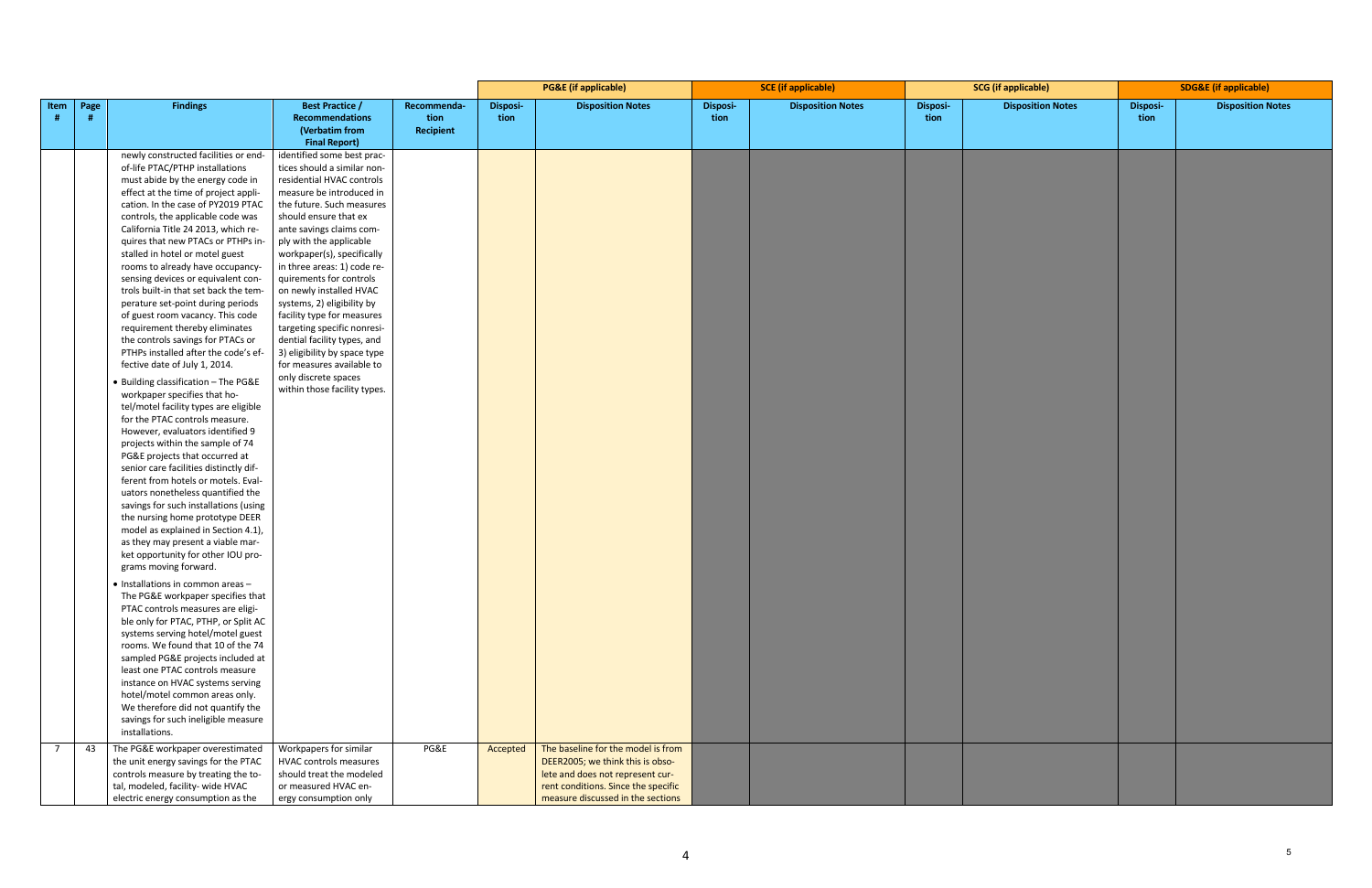| Item # | Page # | Findings | Best Practice / Recommendations (Verbatim from Final Report) | Recommendation Recipient | PG&E (if applicable) Disposition | PG&E (if applicable) Disposition Notes | SCE (if applicable) Disposition | SCE (if applicable) Disposition Notes | SCG (if applicable) Disposition | SCG (if applicable) Disposition Notes | SDG&E (if applicable) Disposition | SDG&E (if applicable) Disposition Notes |
|---|---|---|---|---|---|---|---|---|---|---|---|---|
| | | newly constructed facilities or end-of-life PTAC/PTHP installations must abide by the energy code in effect at the time of project application. In the case of PY2019 PTAC controls, the applicable code was California Title 24 2013, which requires that new PTACs or PTHPs installed in hotel or motel guest rooms to already have occupancy-sensing devices or equivalent controls built-in that set back the temperature set-point during periods of guest room vacancy. This code requirement thereby eliminates the controls savings for PTACs or PTHPs installed after the code's effective date of July 1, 2014.<br>• Building classification – The PG&E workpaper specifies that hotel/motel facility types are eligible for the PTAC controls measure. However, evaluators identified 9 projects within the sample of 74 PG&E projects that occurred at senior care facilities distinctly different from hotels or motels. Evaluators nonetheless quantified the savings for such installations (using the nursing home prototype DEER model as explained in Section 4.1), as they may present a viable market opportunity for other IOU programs moving forward.<br>• Installations in common areas – The PG&E workpaper specifies that PTAC controls measures are eligible only for PTAC, PTHP, or Split AC systems serving hotel/motel guest rooms. We found that 10 of the 74 sampled PG&E projects included at least one PTAC controls measure instance on HVAC systems serving hotel/motel common areas only. We therefore did not quantify the savings for such ineligible measure installations. | identified some best practices should a similar non-residential HVAC controls measure be introduced in the future. Such measures should ensure that ex ante savings claims comply with the applicable workpaper(s), specifically in three areas: 1) code requirements for controls on newly installed HVAC systems, 2) eligibility by facility type for measures targeting specific nonresidential facility types, and 3) eligibility by space type for measures available to only discrete spaces within those facility types. | | | | | | | | | |
| 7 | 43 | The PG&E workpaper overestimated the unit energy savings for the PTAC controls measure by treating the total, modeled, facility- wide HVAC electric energy consumption as the | Workpapers for similar HVAC controls measures should treat the modeled or measured HVAC energy consumption only | PG&E | Accepted | The baseline for the model is from DEER2005; we think this is obsolete and does not represent current conditions. Since the specific measure discussed in the sections | | | | | | |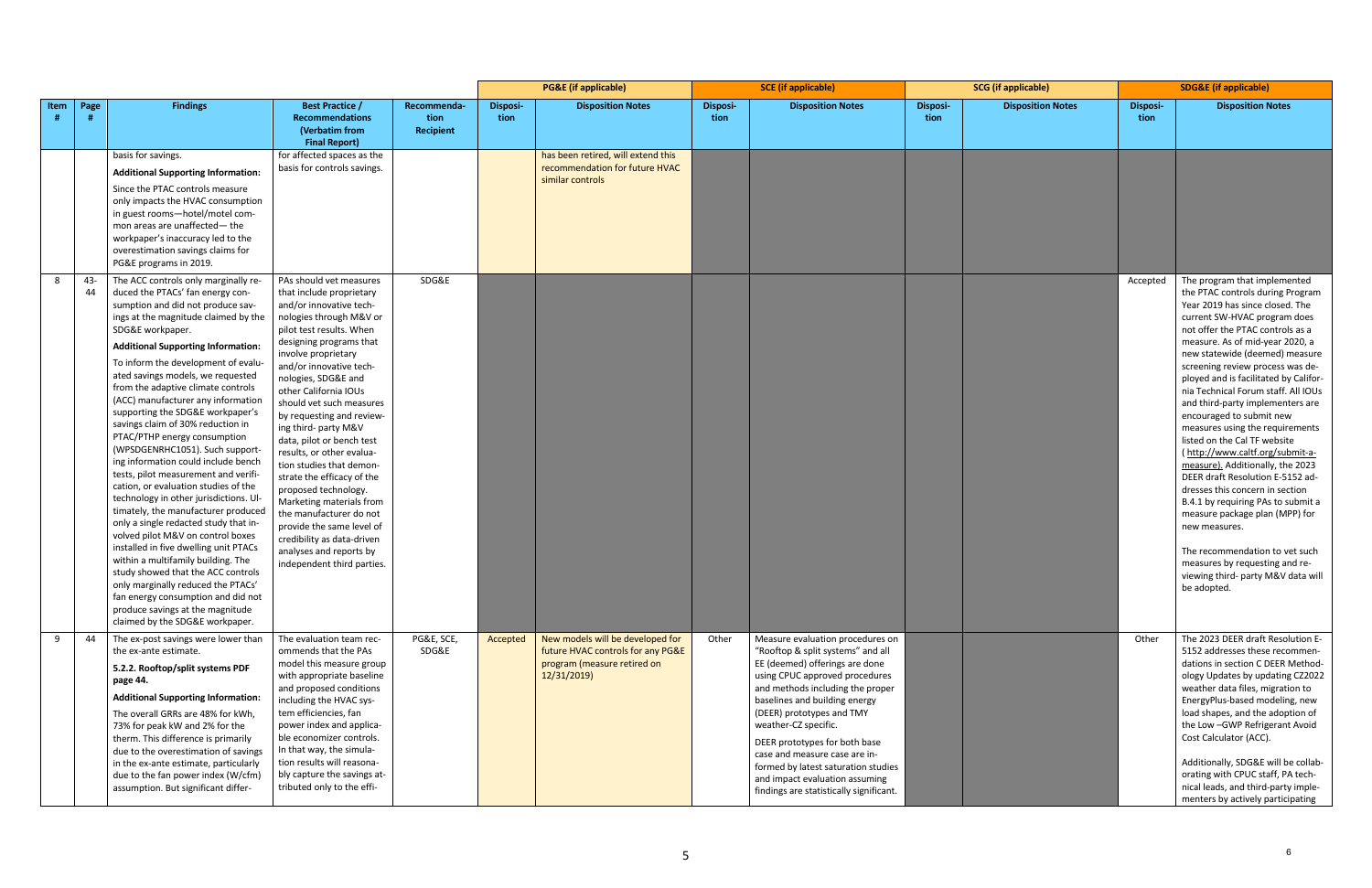| Item # | Page # | Findings | Best Practice / Recommendations (Verbatim from Final Report) | Recommendation Recipient | PG&E (if applicable) | | SCE (if applicable) | | SCG (if applicable) | | SDG&E (if applicable) | |
|---|---|---|---|---|---|---|---|---|---|---|---|---|
| | | | | | Disposition | Disposition Notes | Disposition | Disposition Notes | Disposition | Disposition Notes | Disposition | Disposition Notes |
| | | basis for savings. **Additional Supporting Information:** Since the PTAC controls measure only impacts the HVAC consumption in guest rooms—hotel/motel common areas are unaffected— the workpaper's inaccuracy led to the overestimation savings claims for PG&E programs in 2019. | for affected spaces as the basis for controls savings. | | | has been retired, will extend this recommendation for future HVAC similar controls | | | | | | |
| 8 | 43-44 | The ACC controls only marginally reduced the PTACs' fan energy consumption and did not produce savings at the magnitude claimed by the SDG&E workpaper. **Additional Supporting Information:** To inform the development of evaluated savings models, we requested from the adaptive climate controls (ACC) manufacturer any information supporting the SDG&E workpaper's savings claim of 30% reduction in PTAC/PTHP energy consumption (WPSDGENRHC1051). Such supporting information could include bench tests, pilot measurement and verification, or evaluation studies of the technology in other jurisdictions. Ultimately, the manufacturer produced only a single redacted study that involved pilot M&V on control boxes installed in five dwelling unit PTACs within a multifamily building. The study showed that the ACC controls only marginally reduced the PTACs' fan energy consumption and did not produce savings at the magnitude claimed by the SDG&E workpaper. | PAs should vet measures that include proprietary and/or innovative technologies through M&V or pilot test results. When designing programs that involve proprietary and/or innovative technologies, SDG&E and other California IOUs should vet such measures by requesting and reviewing third- party M&V data, pilot or bench test results, or other evaluation studies that demonstrate the efficacy of the proposed technology. Marketing materials from the manufacturer do not provide the same level of credibility as data-driven analyses and reports by independent third parties. | SDG&E | | | | | | | Accepted | The program that implemented the PTAC controls during Program Year 2019 has since closed. The current SW-HVAC program does not offer the PTAC controls as a measure. As of mid-year 2020, a new statewide (deemed) measure screening review process was deployed and is facilitated by California Technical Forum staff. All IOUs and third-party implementers are encouraged to submit new measures using the requirements listed on the Cal TF website ( http://www.caltf.org/submit-a-measure). Additionally, the 2023 DEER draft Resolution E-5152 addresses this concern in section B.4.1 by requiring PAs to submit a measure package plan (MPP) for new measures. The recommendation to vet such measures by requesting and reviewing third- party M&V data will be adopted. |
| 9 | 44 | The ex-post savings were lower than the ex-ante estimate. **5.2.2. Rooftop/split systems PDF page 44.** **Additional Supporting Information:** The overall GRRs are 48% for kWh, 73% for peak kW and 2% for the therm. This difference is primarily due to the overestimation of savings in the ex-ante estimate, particularly due to the fan power index (W/cfm) assumption. But significant differ- | The evaluation team recommends that the PAs model this measure group with appropriate baseline and proposed conditions including the HVAC system efficiencies, fan power index and applicable economizer controls. In that way, the simulation results will reasonably capture the savings attributed only to the effi- | PG&E, SCE, SDG&E | Accepted | New models will be developed for future HVAC controls for any PG&E program (measure retired on 12/31/2019) | Other | Measure evaluation procedures on "Rooftop & split systems" and all EE (deemed) offerings are done using CPUC approved procedures and methods including the proper baselines and building energy (DEER) prototypes and TMY weather-CZ specific. DEER prototypes for both base case and measure case are informed by latest saturation studies and impact evaluation assuming findings are statistically significant. | | | Other | The 2023 DEER draft Resolution E-5152 addresses these recommendations in section C DEER Methodology Updates by updating CZ2022 weather data files, migration to EnergyPlus-based modeling, new load shapes, and the adoption of the Low –GWP Refrigerant Avoid Cost Calculator (ACC). Additionally, SDG&E will be collaborating with CPUC staff, PA technical leads, and third-party implementers by actively participating |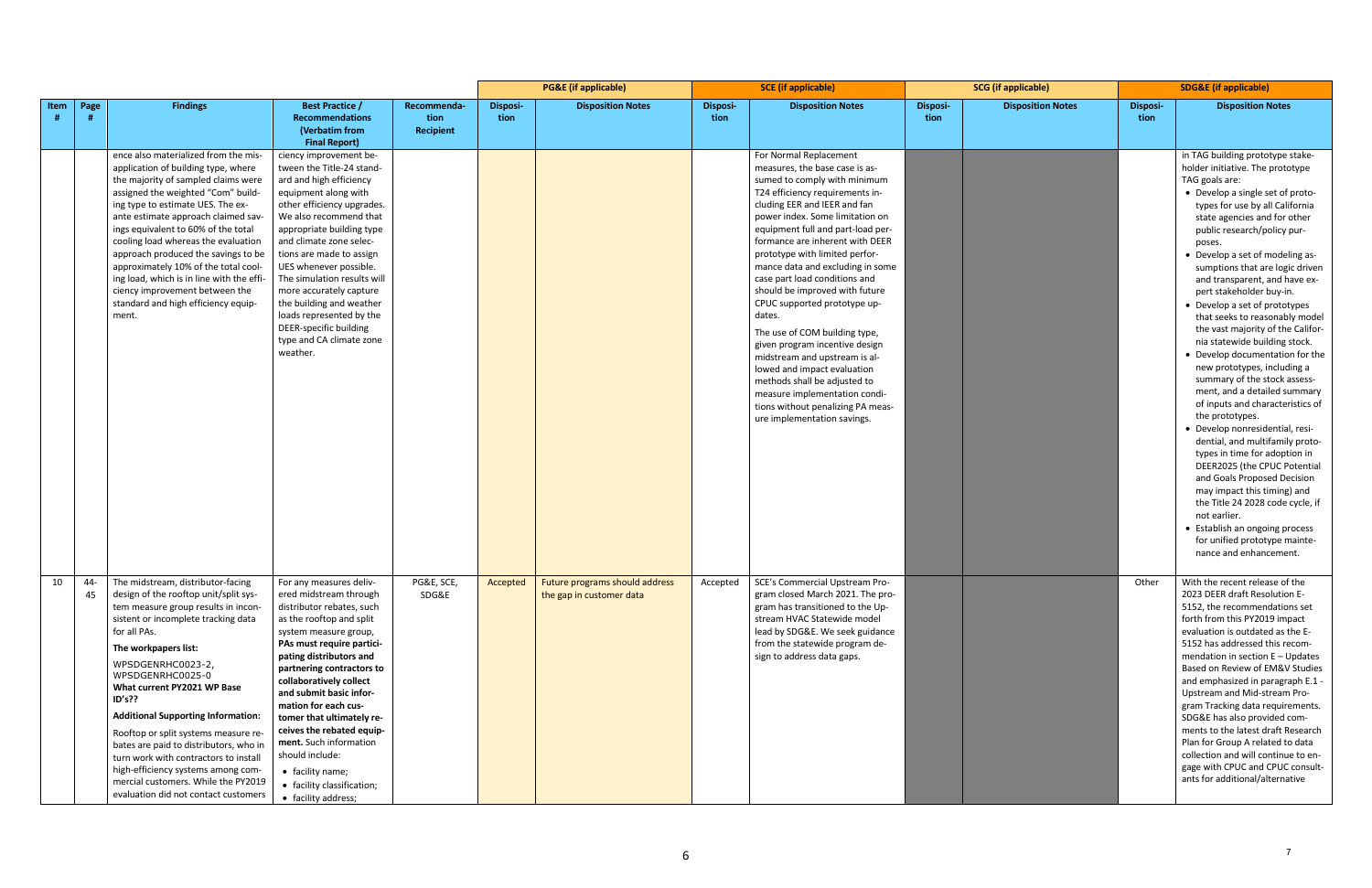| Item # | Page # | Findings | Best Practice / Recommendations (Verbatim from Final Report) | Recommendation Recipient | PG&E (if applicable) | | SCE (if applicable) | | SCG (if applicable) | | SDG&E (if applicable) | |
|---|---|---|---|---|---|---|---|---|---|---|---|---|
| | | | | | Disposition | Disposition Notes | Disposition | Disposition Notes | Disposition | Disposition Notes | Disposition | Disposition Notes |
| | | ence also materialized from the misapplication of building type, where the majority of sampled claims were assigned the weighted "Com" building type to estimate UES. The ex-ante estimate approach claimed savings equivalent to 60% of the total cooling load whereas the evaluation approach produced the savings to be approximately 10% of the total cooling load, which is in line with the efficiency improvement between the standard and high efficiency equipment. | ciency improvement between the Title-24 standard and high efficiency equipment along with other efficiency upgrades. We also recommend that appropriate building type and climate zone selections are made to assign UES whenever possible. The simulation results will more accurately capture the building and weather loads represented by the DEER-specific building type and CA climate zone weather. | | | | | For Normal Replacement measures, the base case is assumed to comply with minimum T24 efficiency requirements including EER and IEER and fan power index. Some limitation on equipment full and part-load performance are inherent with DEER prototype with limited performance data and excluding in some case part load conditions and should be improved with future CPUC supported prototype updates.<br><br>The use of COM building type, given program incentive design midstream and upstream is allowed and impact evaluation methods shall be adjusted to measure implementation conditions without penalizing PA measure implementation savings. | | | | in TAG building prototype stakeholder initiative. The prototype TAG goals are:<br>• Develop a single set of prototypes for use by all California state agencies and for other public research/policy purposes.<br>• Develop a set of modeling assumptions that are logic driven and transparent, and have expert stakeholder buy-in.<br>• Develop a set of prototypes that seeks to reasonably model the vast majority of the California statewide building stock.<br>• Develop documentation for the new prototypes, including a summary of the stock assessment, and a detailed summary of inputs and characteristics of the prototypes.<br>• Develop nonresidential, residential, and multifamily prototypes in time for adoption in DEER2025 (the CPUC Potential and Goals Proposed Decision may impact this timing) and the Title 24 2028 code cycle, if not earlier.<br>• Establish an ongoing process for unified prototype maintenance and enhancement. |
| 10 | 44-45 | The midstream, distributor-facing design of the rooftop unit/split system measure group results in inconsistent or incomplete tracking data for all PAs.<br><br>**The workpapers list:**<br><br>WPSDGENRHC0023-2,<br>WPSDGENRHC0025-0<br>**What current PY2021 WP Base ID's??**<br><br>**Additional Supporting Information:**<br><br>Rooftop or split systems measure rebates are paid to distributors, who in turn work with contractors to install high-efficiency systems among commercial customers. While the PY2019 evaluation did not contact customers | For any measures delivered midstream through distributor rebates, such as the rooftop and split system measure group, **PAs must require participating distributors and partnering contractors to collaboratively collect and submit basic information for each customer that ultimately receives the rebated equipment.** Such information should include:<br>• facility name;<br>• facility classification;<br>• facility address; | PG&E, SCE, SDG&E | Accepted | Future programs should address the gap in customer data | Accepted | SCE's Commercial Upstream Program closed March 2021. The program has transitioned to the Upstream HVAC Statewide model lead by SDG&E. We seek guidance from the statewide program design to address data gaps. | | | Other | With the recent release of the 2023 DEER draft Resolution E-5152, the recommendations set forth from this PY2019 impact evaluation is outdated as the E-5152 has addressed this recommendation in section E – Updates Based on Review of EM&V Studies and emphasized in paragraph E.1 - Upstream and Mid-stream Program Tracking data requirements. SDG&E has also provided comments to the latest draft Research Plan for Group A related to data collection and will continue to engage with CPUC and CPUC consultants for additional/alternative |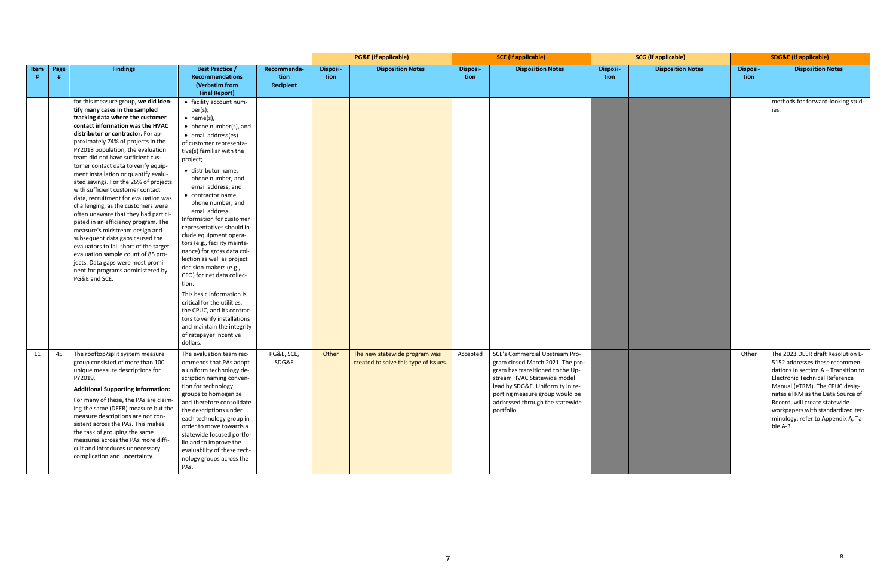| | | | | | PG&E (if applicable) | | SCE (if applicable) | | SCG (if applicable) | | SDG&E (if applicable) | |
|---|---|---|---|---|---|---|---|---|---|---|---|---|
| Item # | Page # | Findings | Best Practice / Recommendations (Verbatim from Final Report) | Recommendation Recipient | Disposition | Disposition Notes | Disposition | Disposition Notes | Disposition | Disposition Notes | Disposition | Disposition Notes |
| | | for this measure group, **we did identify many cases in the sampled tracking data where the customer contact information was the HVAC distributor or contractor.** For approximately 74% of projects in the PY2018 population, the evaluation team did not have sufficient customer contact data to verify equipment installation or quantify evaluated savings. For the 26% of projects with sufficient customer contact data, recruitment for evaluation was challenging, as the customers were often unaware that they had participated in an efficiency program. The measure's midstream design and subsequent data gaps caused the evaluators to fall short of the target evaluation sample count of 85 projects. Data gaps were most prominent for programs administered by PG&E and SCE. | • facility account number(s);<br>• name(s),<br>• phone number(s), and<br>• email address(es)<br>of customer representative(s) familiar with the project;<br>• distributor name, phone number, and email address; and<br>• contractor name, phone number, and email address.<br>Information for customer representatives should include equipment operators (e.g., facility maintenance) for gross data collection as well as project decision-makers (e.g., CFO) for net data collection.<br>This basic information is critical for the utilities, the CPUC, and its contractors to verify installations and maintain the integrity of ratepayer incentive dollars. | | | | | | | | | methods for forward-looking studies. |
| 11 | 45 | The rooftop/split system measure group consisted of more than 100 unique measure descriptions for PY2019.<br>**Additional Supporting Information:**<br>For many of these, the PAs are claiming the same (DEER) measure but the measure descriptions are not consistent across the PAs. This makes the task of grouping the same measures across the PAs more difficult and introduces unnecessary complication and uncertainty. | The evaluation team recommends that PAs adopt a uniform technology description naming convention for technology groups to homogenize and therefore consolidate the descriptions under each technology group in order to move towards a statewide focused portfolio and to improve the evaluability of these technology groups across the PAs. | PG&E, SCE, SDG&E | Other | The new statewide program was created to solve this type of issues. | Accepted | SCE's Commercial Upstream Program closed March 2021. The program has transitioned to the Upstream HVAC Statewide model lead by SDG&E. Uniformity in reporting measure group would be addressed through the statewide portfolio. | | | Other | The 2023 DEER draft Resolution E-5152 addresses these recommendations in section A – Transition to Electronic Technical Reference Manual (eTRM). The CPUC designates eTRM as the Data Source of Record, will create statewide workpapers with standardized terminology; refer to Appendix A, Table A-3. |